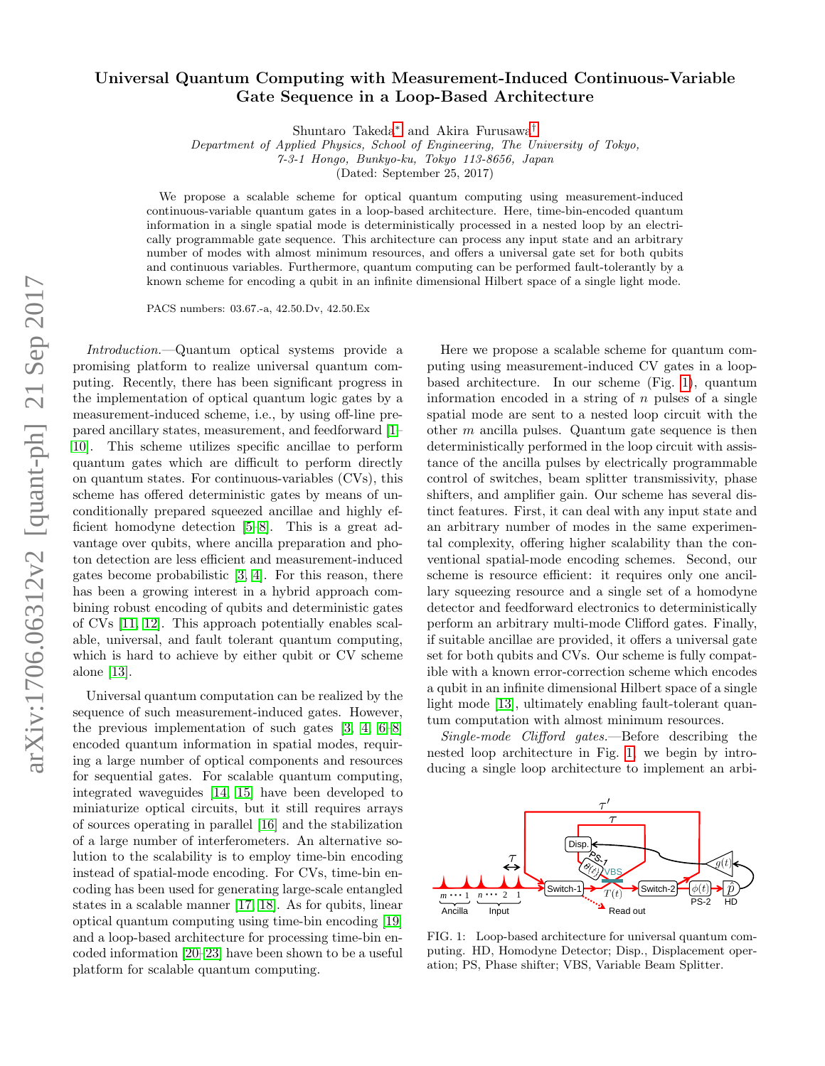# Universal Quantum Computing with Measurement-Induced Continuous-Variable Gate Sequence in a Loop-Based Architecture

Shuntaro Takeda* and Akira Furusawa†

*Department of Applied Physics, School of Engineering, The University of Tokyo, 7-3-1 Hongo, Bunkyo-ku, Tokyo 113-8656, Japan*

(Dated: September 25, 2017)

We propose a scalable scheme for optical quantum computing using measurement-induced continuous-variable quantum gates in a loop-based architecture. Here, time-bin-encoded quantum information in a single spatial mode is deterministically processed in a nested loop by an electrically programmable gate sequence. This architecture can process any input state and an arbitrary number of modes with almost minimum resources, and offers a universal gate set for both qubits and continuous variables. Furthermore, quantum computing can be performed fault-tolerantly by a known scheme for encoding a qubit in an infinite dimensional Hilbert space of a single light mode.

PACS numbers: 03.67.-a, 42.50.Dv, 42.50.Ex

*Introduction.*—Quantum optical systems provide a promising platform to realize universal quantum computing. Recently, there has been significant progress in the implementation of optical quantum logic gates by a measurement-induced scheme, i.e., by using off-line prepared ancillary states, measurement, and feedforward [1–10]. This scheme utilizes specific ancillae to perform quantum gates which are difficult to perform directly on quantum states. For continuous-variables (CVs), this scheme has offered deterministic gates by means of unconditionally prepared squeezed ancillae and highly efficient homodyne detection [5–8]. This is a great advantage over qubits, where ancilla preparation and photon detection are less efficient and measurement-induced gates become probabilistic [3, 4]. For this reason, there has been a growing interest in a hybrid approach combining robust encoding of qubits and deterministic gates of CVs [11, 12]. This approach potentially enables scalable, universal, and fault tolerant quantum computing, which is hard to achieve by either qubit or CV scheme alone [13].

Universal quantum computation can be realized by the sequence of such measurement-induced gates. However, the previous implementation of such gates [3, 4, 6–8] encoded quantum information in spatial modes, requiring a large number of optical components and resources for sequential gates. For scalable quantum computing, integrated waveguides [14, 15] have been developed to miniaturize optical circuits, but it still requires arrays of sources operating in parallel [16] and the stabilization of a large number of interferometers. An alternative solution to the scalability is to employ time-bin encoding instead of spatial-mode encoding. For CVs, time-bin encoding has been used for generating large-scale entangled states in a scalable manner [17, 18]. As for qubits, linear optical quantum computing using time-bin encoding [19] and a loop-based architecture for processing time-bin encoded information [20–23] have been shown to be a useful platform for scalable quantum computing.

Here we propose a scalable scheme for quantum computing using measurement-induced CV gates in a loop-based architecture. In our scheme (Fig. 1), quantum information encoded in a string of $n$ pulses of a single spatial mode are sent to a nested loop circuit with the other $m$ ancilla pulses. Quantum gate sequence is then deterministically performed in the loop circuit with assistance of the ancilla pulses by electrically programmable control of switches, beam splitter transmissivity, phase shifters, and amplifier gain. Our scheme has several distinct features. First, it can deal with any input state and an arbitrary number of modes in the same experimental complexity, offering higher scalability than the conventional spatial-mode encoding schemes. Second, our scheme is resource efficient: it requires only one ancillary squeezing resource and a single set of a homodyne detector and feedforward electronics to deterministically perform an arbitrary multi-mode Clifford gates. Finally, if suitable ancillae are provided, it offers a universal gate set for both qubits and CVs. Our scheme is fully compatible with a known error-correction scheme which encodes a qubit in an infinite dimensional Hilbert space of a single light mode [13], ultimately enabling fault-tolerant quantum computation with almost minimum resources.

*Single-mode Clifford gates.*—Before describing the nested loop architecture in Fig. 1, we begin by introducing a single loop architecture to implement an arbi-

FIG. 1: Loop-based architecture for universal quantum computing. HD, Homodyne Detector; Disp., Displacement operation; PS, Phase shifter; VBS, Variable Beam Splitter.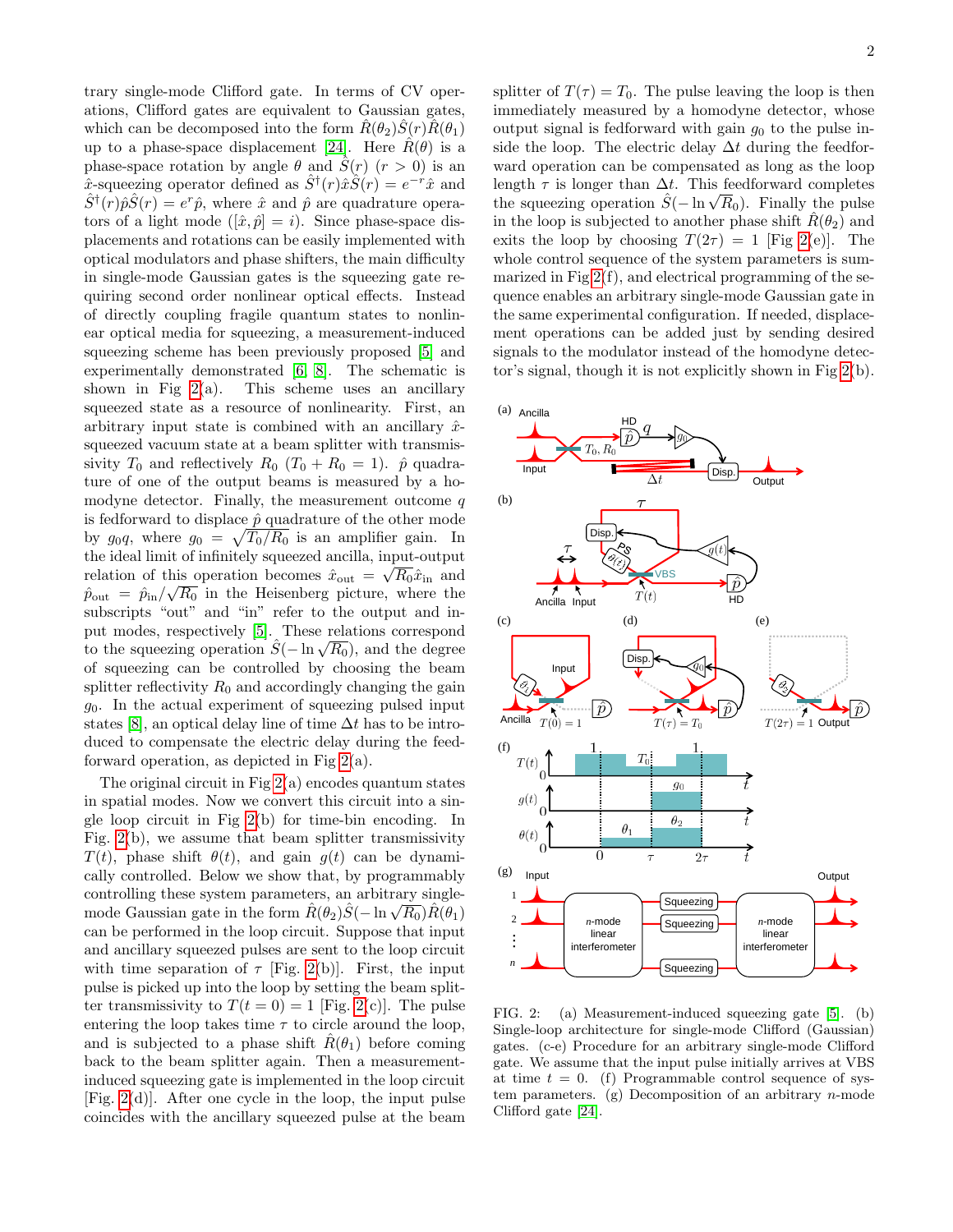trary single-mode Clifford gate. In terms of CV operations, Clifford gates are equivalent to Gaussian gates, which can be decomposed into the form $\hat{R}(\theta_2)\hat{S}(r)\hat{R}(\theta_1)$ up to a phase-space displacement [24]. Here $\hat{R}(\theta)$ is a phase-space rotation by angle $\theta$ and $\hat{S}(r)$ $(r > 0)$ is an $\hat{x}$-squeezing operator defined as $\hat{S}^\dagger(r)\hat{x}\hat{S}(r) = e^{-r}\hat{x}$ and $\hat{S}^\dagger(r)\hat{p}\hat{S}(r) = e^{r}\hat{p}$, where $\hat{x}$ and $\hat{p}$ are quadrature operators of a light mode ($[\hat{x}, \hat{p}] = i$). Since phase-space displacements and rotations can be easily implemented with optical modulators and phase shifters, the main difficulty in single-mode Gaussian gates is the squeezing gate requiring second order nonlinear optical effects. Instead of directly coupling fragile quantum states to nonlinear optical media for squeezing, a measurement-induced squeezing scheme has been previously proposed [5] and experimentally demonstrated [6, 8]. The schematic is shown in Fig 2(a). This scheme uses an ancillary squeezed state as a resource of nonlinearity. First, an arbitrary input state is combined with an ancillary $\hat{x}$-squeezed vacuum state at a beam splitter with transmissivity $T_0$ and reflectively $R_0$ $(T_0 + R_0 = 1)$. $\hat{p}$ quadrature of one of the output beams is measured by a homodyne detector. Finally, the measurement outcome $q$ is fedforward to displace $\hat{p}$ quadrature of the other mode by $g_0 q$, where $g_0 = \sqrt{T_0/R_0}$ is an amplifier gain. In the ideal limit of infinitely squeezed ancilla, input-output relation of this operation becomes $\hat{x}_{\text{out}} = \sqrt{R_0}\hat{x}_{\text{in}}$ and $\hat{p}_{\text{out}} = \hat{p}_{\text{in}}/\sqrt{R_0}$ in the Heisenberg picture, where the subscripts "out" and "in" refer to the output and input modes, respectively [5]. These relations correspond to the squeezing operation $\hat{S}(-\ln\sqrt{R_0})$, and the degree of squeezing can be controlled by choosing the beam splitter reflectivity $R_0$ and accordingly changing the gain $g_0$. In the actual experiment of squeezing pulsed input states [8], an optical delay line of time $\Delta t$ has to be introduced to compensate the electric delay during the feedforward operation, as depicted in Fig 2(a).

The original circuit in Fig 2(a) encodes quantum states in spatial modes. Now we convert this circuit into a single loop circuit in Fig 2(b) for time-bin encoding. In Fig. 2(b), we assume that beam splitter transmissivity $T(t)$, phase shift $\theta(t)$, and gain $g(t)$ can be dynamically controlled. Below we show that, by programmably controlling these system parameters, an arbitrary single-mode Gaussian gate in the form $\hat{R}(\theta_2)\hat{S}(-\ln\sqrt{R_0})\hat{R}(\theta_1)$ can be performed in the loop circuit. Suppose that input and ancillary squeezed pulses are sent to the loop circuit with time separation of $\tau$ [Fig. 2(b)]. First, the input pulse is picked up into the loop by setting the beam splitter transmissivity to $T(t = 0) = 1$ [Fig. 2(c)]. The pulse entering the loop takes time $\tau$ to circle around the loop, and is subjected to a phase shift $\hat{R}(\theta_1)$ before coming back to the beam splitter again. Then a measurement-induced squeezing gate is implemented in the loop circuit [Fig. 2(d)]. After one cycle in the loop, the input pulse coincides with the ancillary squeezed pulse at the beam splitter of $T(\tau) = T_0$. The pulse leaving the loop is then immediately measured by a homodyne detector, whose output signal is fedforward with gain $g_0$ to the pulse inside the loop. The electric delay $\Delta t$ during the feedforward operation can be compensated as long as the loop length $\tau$ is longer than $\Delta t$. This feedforward completes the squeezing operation $\hat{S}(-\ln\sqrt{R_0})$. Finally the pulse in the loop is subjected to another phase shift $\hat{R}(\theta_2)$ and exits the loop by choosing $T(2\tau) = 1$ [Fig 2(e)]. The whole control sequence of the system parameters is summarized in Fig 2(f), and electrical programming of the sequence enables an arbitrary single-mode Gaussian gate in the same experimental configuration. If needed, displacement operations can be added just by sending desired signals to the modulator instead of the homodyne detector's signal, though it is not explicitly shown in Fig 2(b).

FIG. 2: (a) Measurement-induced squeezing gate [5]. (b) Single-loop architecture for single-mode Clifford (Gaussian) gates. (c-e) Procedure for an arbitrary single-mode Clifford gate. We assume that the input pulse initially arrives at VBS at time $t = 0$. (f) Programmable control sequence of system parameters. (g) Decomposition of an arbitrary $n$-mode Clifford gate [24].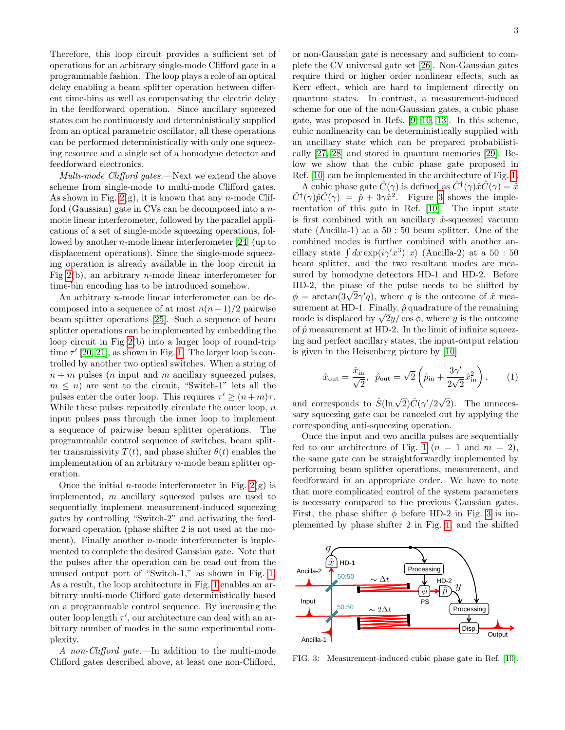Therefore, this loop circuit provides a sufficient set of operations for an arbitrary single-mode Clifford gate in a programmable fashion. The loop plays a role of an optical delay enabling a beam splitter operation between different time-bins as well as compensating the electric delay in the feedforward operation. Since ancillary squeezed states can be continuously and deterministically supplied from an optical parametric oscillator, all these operations can be performed deterministically with only one squeezing resource and a single set of a homodyne detector and feedforward electronics.

*Multi-mode Clifford gates.*—Next we extend the above scheme from single-mode to multi-mode Clifford gates. As shown in Fig. 2(g), it is known that any $n$-mode Clifford (Gaussian) gate in CVs can be decomposed into a $n$-mode linear interferometer, followed by the parallel applications of a set of single-mode squeezing operations, followed by another $n$-mode linear interferometer [24] (up to displacement operations). Since the single-mode squeezing operation is already available in the loop circuit in Fig 2(b), an arbitrary $n$-mode linear interferometer for time-bin encoding has to be introduced somehow.

An arbitrary $n$-mode linear interferometer can be decomposed into a sequence of at most $n(n-1)/2$ pairwise beam splitter operations [25]. Such a sequence of beam splitter operations can be implemented by embedding the loop circuit in Fig 2(b) into a larger loop of round-trip time $\tau'$ [20, 21], as shown in Fig. 1. The larger loop is controlled by another two optical switches. When a string of $n+m$ pulses ($n$ input and $m$ ancillary squeezed pulses, $m \leq n$) are sent to the circuit, "Switch-1" lets all the pulses enter the outer loop. This requires $\tau' \geq (n+m)\tau$. While these pulses repeatedly circulate the outer loop, $n$ input pulses pass through the inner loop to implement a sequence of pairwise beam splitter operations. The programmable control sequence of switches, beam splitter transmissivity $T(t)$, and phase shifter $\theta(t)$ enables the implementation of an arbitrary $n$-mode beam splitter operation.

Once the initial $n$-mode interferometer in Fig. 2(g) is implemented, $m$ ancillary squeezed pulses are used to sequentially implement measurement-induced squeezing gates by controlling "Switch-2" and activating the feedforward operation (phase shifter 2 is not used at the moment). Finally another $n$-mode interferometer is implemented to complete the desired Gaussian gate. Note that the pulses after the operation can be read out from the unused output port of "Switch-1," as shown in Fig. 1. As a result, the loop architecture in Fig. 1 enables an arbitrary multi-mode Clifford gate deterministically based on a programmable control sequence. By increasing the outer loop length $\tau'$, our architecture can deal with an arbitrary number of modes in the same experimental complexity.

*A non-Clifford gate.*—In addition to the multi-mode Clifford gates described above, at least one non-Clifford, or non-Gaussian gate is necessary and sufficient to complete the CV universal gate set [26]. Non-Gaussian gates require third or higher order nonlinear effects, such as Kerr effect, which are hard to implement directly on quantum states. In contrast, a measurement-induced scheme for one of the non-Gaussian gates, a cubic phase gate, was proposed in Refs. [9, 10, 13]. In this scheme, cubic nonlinearity can be deterministically supplied with an ancillary state which can be prepared probabilistically [27, 28] and stored in quantum memories [29]. Below we show that the cubic phase gate proposed in Ref. [10] can be implemented in the architecture of Fig. 1.

A cubic phase gate $\hat{C}(\gamma)$ is defined as $\hat{C}^\dagger(\gamma)\hat{x}\hat{C}(\gamma) = \hat{x}$ $\hat{C}^\dagger(\gamma)\hat{p}\hat{C}(\gamma) = \hat{p} + 3\gamma\hat{x}^2$. Figure 3 shows the implementation of this gate in Ref. [10]. The input state is first combined with an ancillary $\hat{x}$-squeezed vacuum state (Ancilla-1) at a 50 : 50 beam splitter. One of the combined modes is further combined with another ancillary state $\int dx \exp(i\gamma' x^3)\,|x\rangle$ (Ancilla-2) at a 50 : 50 beam splitter, and the two resultant modes are measured by homodyne detectors HD-1 and HD-2. Before HD-2, the phase of the pulse needs to be shifted by $\phi = \arctan(3\sqrt{2}\gamma' q)$, where $q$ is the outcome of $\hat{x}$ measurement at HD-1. Finally, $\hat{p}$ quadrature of the remaining mode is displaced by $\sqrt{2}y/\cos\phi$, where $y$ is the outcome of $\hat{p}$ measurement at HD-2. In the limit of infinite squeezing and perfect ancillary states, the input-output relation is given in the Heisenberg picture by [10]

$$\hat{x}_{\text{out}} = \frac{\hat{x}_{\text{in}}}{\sqrt{2}}, \quad \hat{p}_{\text{out}} = \sqrt{2}\left(\hat{p}_{\text{in}} + \frac{3\gamma'}{2\sqrt{2}}\hat{x}_{\text{in}}^2\right), \tag{1}$$

and corresponds to $\hat{S}(\ln\sqrt{2})\hat{C}(\gamma'/2\sqrt{2})$. The unnecessary squeezing gate can be canceled out by applying the corresponding anti-squeezing operation.

Once the input and two ancilla pulses are sequentially fed to our architecture of Fig. 1 ($n = 1$ and $m = 2$), the same gate can be straightforwardly implemented by performing beam splitter operations, measurement, and feedforward in an appropriate order. We have to note that more complicated control of the system parameters is necessary compared to the previous Gaussian gates. First, the phase shifter $\phi$ before HD-2 in Fig. 3 is implemented by phase shifter 2 in Fig. 1, and the shifted

FIG. 3: Measurement-induced cubic phase gate in Ref. [10].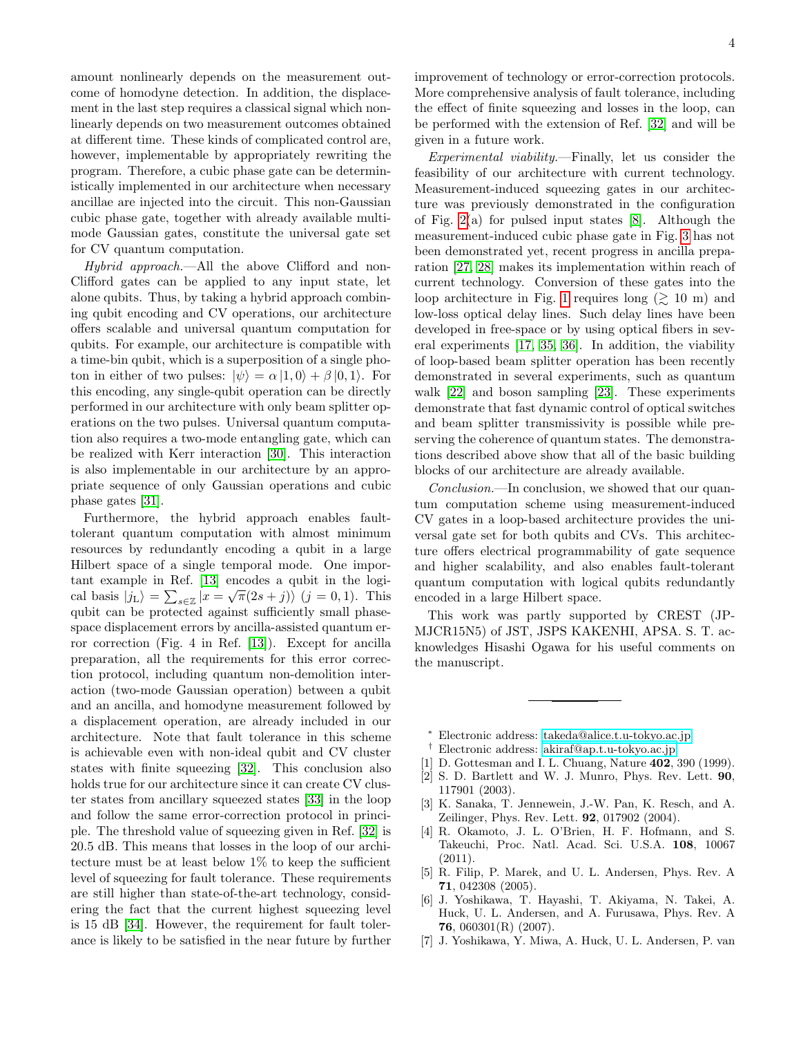amount nonlinearly depends on the measurement outcome of homodyne detection. In addition, the displacement in the last step requires a classical signal which nonlinearly depends on two measurement outcomes obtained at different time. These kinds of complicated control are, however, implementable by appropriately rewriting the program. Therefore, a cubic phase gate can be deterministically implemented in our architecture when necessary ancillae are injected into the circuit. This non-Gaussian cubic phase gate, together with already available multi-mode Gaussian gates, constitute the universal gate set for CV quantum computation.

*Hybrid approach.*—All the above Clifford and non-Clifford gates can be applied to any input state, let alone qubits. Thus, by taking a hybrid approach combining qubit encoding and CV operations, our architecture offers scalable and universal quantum computation for qubits. For example, our architecture is compatible with a time-bin qubit, which is a superposition of a single photon in either of two pulses: $|\psi\rangle = \alpha|1,0\rangle + \beta|0,1\rangle$. For this encoding, any single-qubit operation can be directly performed in our architecture with only beam splitter operations on the two pulses. Universal quantum computation also requires a two-mode entangling gate, which can be realized with Kerr interaction [30]. This interaction is also implementable in our architecture by an appropriate sequence of only Gaussian operations and cubic phase gates [31].

Furthermore, the hybrid approach enables fault-tolerant quantum computation with almost minimum resources by redundantly encoding a qubit in a large Hilbert space of a single temporal mode. One important example in Ref. [13] encodes a qubit in the logical basis $|j_{\mathrm{L}}\rangle = \sum_{s\in\mathbb{Z}} |x = \sqrt{\pi}(2s+j)\rangle$ $(j = 0, 1)$. This qubit can be protected against sufficiently small phase-space displacement errors by ancilla-assisted quantum error correction (Fig. 4 in Ref. [13]). Except for ancilla preparation, all the requirements for this error correction protocol, including quantum non-demolition interaction (two-mode Gaussian operation) between a qubit and an ancilla, and homodyne measurement followed by a displacement operation, are already included in our architecture. Note that fault tolerance in this scheme is achievable even with non-ideal qubit and CV cluster states with finite squeezing [32]. This conclusion also holds true for our architecture since it can create CV cluster states from ancillary squeezed states [33] in the loop and follow the same error-correction protocol in principle. The threshold value of squeezing given in Ref. [32] is 20.5 dB. This means that losses in the loop of our architecture must be at least below 1% to keep the sufficient level of squeezing for fault tolerance. These requirements are still higher than state-of-the-art technology, considering the fact that the current highest squeezing level is 15 dB [34]. However, the requirement for fault tolerance is likely to be satisfied in the near future by further improvement of technology or error-correction protocols. More comprehensive analysis of fault tolerance, including the effect of finite squeezing and losses in the loop, can be performed with the extension of Ref. [32] and will be given in a future work.

*Experimental viability.*—Finally, let us consider the feasibility of our architecture with current technology. Measurement-induced squeezing gates in our architecture was previously demonstrated in the configuration of Fig. 2(a) for pulsed input states [8]. Although the measurement-induced cubic phase gate in Fig. 3 has not been demonstrated yet, recent progress in ancilla preparation [27, 28] makes its implementation within reach of current technology. Conversion of these gates into the loop architecture in Fig. 1 requires long ($\gtrsim$ 10 m) and low-loss optical delay lines. Such delay lines have been developed in free-space or by using optical fibers in several experiments [17, 35, 36]. In addition, the viability of loop-based beam splitter operation has been recently demonstrated in several experiments, such as quantum walk [22] and boson sampling [23]. These experiments demonstrate that fast dynamic control of optical switches and beam splitter transmissivity is possible while preserving the coherence of quantum states. The demonstrations described above show that all of the basic building blocks of our architecture are already available.

*Conclusion.*—In conclusion, we showed that our quantum computation scheme using measurement-induced CV gates in a loop-based architecture provides the universal gate set for both qubits and CVs. This architecture offers electrical programmability of gate sequence and higher scalability, and also enables fault-tolerant quantum computation with logical qubits redundantly encoded in a large Hilbert space.

This work was partly supported by CREST (JPMJCR15N5) of JST, JSPS KAKENHI, APSA. S. T. acknowledges Hisashi Ogawa for his useful comments on the manuscript.

---

* Electronic address: takeda@alice.t.u-tokyo.ac.jp

† Electronic address: akiraf@ap.t.u-tokyo.ac.jp

[1] D. Gottesman and I. L. Chuang, Nature **402**, 390 (1999).

[2] S. D. Bartlett and W. J. Munro, Phys. Rev. Lett. **90**, 117901 (2003).

[3] K. Sanaka, T. Jennewein, J.-W. Pan, K. Resch, and A. Zeilinger, Phys. Rev. Lett. **92**, 017902 (2004).

[4] R. Okamoto, J. L. O'Brien, H. F. Hofmann, and S. Takeuchi, Proc. Natl. Acad. Sci. U.S.A. **108**, 10067 (2011).

[5] R. Filip, P. Marek, and U. L. Andersen, Phys. Rev. A **71**, 042308 (2005).

[6] J. Yoshikawa, T. Hayashi, T. Akiyama, N. Takei, A. Huck, U. L. Andersen, and A. Furusawa, Phys. Rev. A **76**, 060301(R) (2007).

[7] J. Yoshikawa, Y. Miwa, A. Huck, U. L. Andersen, P. van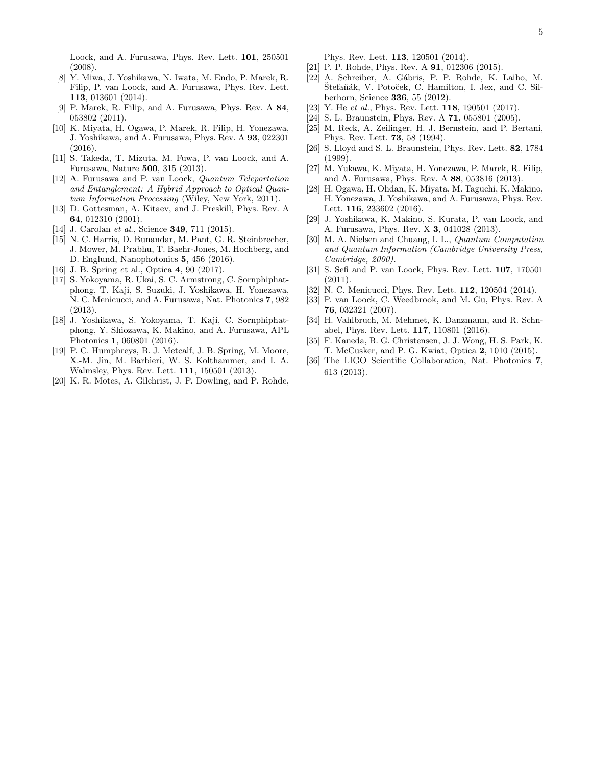Loock, and A. Furusawa, Phys. Rev. Lett. **101**, 250501 (2008).

[8] Y. Miwa, J. Yoshikawa, N. Iwata, M. Endo, P. Marek, R. Filip, P. van Loock, and A. Furusawa, Phys. Rev. Lett. **113**, 013601 (2014).

[9] P. Marek, R. Filip, and A. Furusawa, Phys. Rev. A **84**, 053802 (2011).

[10] K. Miyata, H. Ogawa, P. Marek, R. Filip, H. Yonezawa, J. Yoshikawa, and A. Furusawa, Phys. Rev. A **93**, 022301 (2016).

[11] S. Takeda, T. Mizuta, M. Fuwa, P. van Loock, and A. Furusawa, Nature **500**, 315 (2013).

[12] A. Furusawa and P. van Loock, *Quantum Teleportation and Entanglement: A Hybrid Approach to Optical Quantum Information Processing* (Wiley, New York, 2011).

[13] D. Gottesman, A. Kitaev, and J. Preskill, Phys. Rev. A **64**, 012310 (2001).

[14] J. Carolan *et al.*, Science **349**, 711 (2015).

[15] N. C. Harris, D. Bunandar, M. Pant, G. R. Steinbrecher, J. Mower, M. Prabhu, T. Baehr-Jones, M. Hochberg, and D. Englund, Nanophotonics **5**, 456 (2016).

[16] J. B. Spring et al., Optica **4**, 90 (2017).

[17] S. Yokoyama, R. Ukai, S. C. Armstrong, C. Sornphiphatphong, T. Kaji, S. Suzuki, J. Yoshikawa, H. Yonezawa, N. C. Menicucci, and A. Furusawa, Nat. Photonics **7**, 982 (2013).

[18] J. Yoshikawa, S. Yokoyama, T. Kaji, C. Sornphiphatphong, Y. Shiozawa, K. Makino, and A. Furusawa, APL Photonics **1**, 060801 (2016).

[19] P. C. Humphreys, B. J. Metcalf, J. B. Spring, M. Moore, X.-M. Jin, M. Barbieri, W. S. Kolthammer, and I. A. Walmsley, Phys. Rev. Lett. **111**, 150501 (2013).

[20] K. R. Motes, A. Gilchrist, J. P. Dowling, and P. Rohde, Phys. Rev. Lett. **113**, 120501 (2014).

[21] P. P. Rohde, Phys. Rev. A **91**, 012306 (2015).

[22] A. Schreiber, A. Gábris, P. P. Rohde, K. Laiho, M. Štefaňák, V. Potoček, C. Hamilton, I. Jex, and C. Silberhorn, Science **336**, 55 (2012).

[23] Y. He *et al.*, Phys. Rev. Lett. **118**, 190501 (2017).

[24] S. L. Braunstein, Phys. Rev. A **71**, 055801 (2005).

[25] M. Reck, A. Zeilinger, H. J. Bernstein, and P. Bertani, Phys. Rev. Lett. **73**, 58 (1994).

[26] S. Lloyd and S. L. Braunstein, Phys. Rev. Lett. **82**, 1784 (1999).

[27] M. Yukawa, K. Miyata, H. Yonezawa, P. Marek, R. Filip, and A. Furusawa, Phys. Rev. A **88**, 053816 (2013).

[28] H. Ogawa, H. Ohdan, K. Miyata, M. Taguchi, K. Makino, H. Yonezawa, J. Yoshikawa, and A. Furusawa, Phys. Rev. Lett. **116**, 233602 (2016).

[29] J. Yoshikawa, K. Makino, S. Kurata, P. van Loock, and A. Furusawa, Phys. Rev. X **3**, 041028 (2013).

[30] M. A. Nielsen and Chuang, I. L., *Quantum Computation and Quantum Information (Cambridge University Press, Cambridge, 2000).*

[31] S. Sefi and P. van Loock, Phys. Rev. Lett. **107**, 170501 (2011).

[32] N. C. Menicucci, Phys. Rev. Lett. **112**, 120504 (2014).

[33] P. van Loock, C. Weedbrook, and M. Gu, Phys. Rev. A **76**, 032321 (2007).

[34] H. Vahlbruch, M. Mehmet, K. Danzmann, and R. Schnabel, Phys. Rev. Lett. **117**, 110801 (2016).

[35] F. Kaneda, B. G. Christensen, J. J. Wong, H. S. Park, K. T. McCusker, and P. G. Kwiat, Optica **2**, 1010 (2015).

[36] The LIGO Scientific Collaboration, Nat. Photonics **7**, 613 (2013).